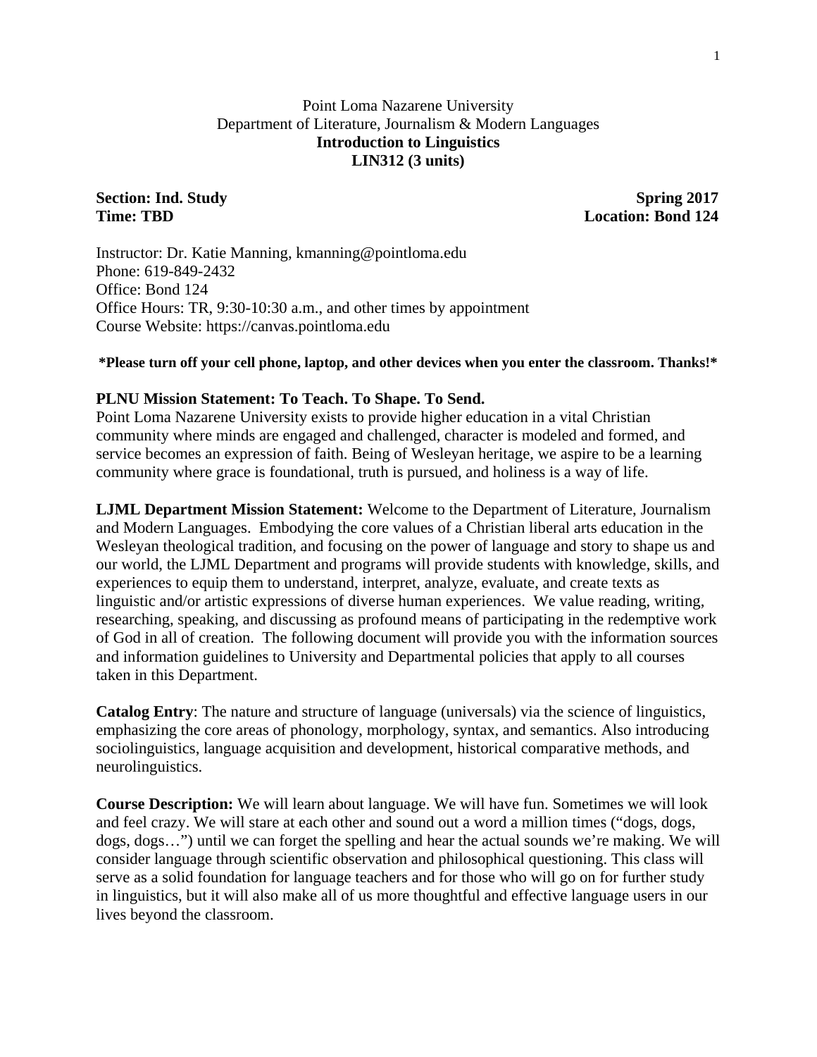Point Loma Nazarene University
Department of Literature, Journalism & Modern Languages

# Introduction to Linguistics
## LIN312 (3 units)

**Section: Ind. Study** **Spring 2017**
**Time: TBD** **Location: Bond 124**

Instructor: Dr. Katie Manning, kmanning@pointloma.edu
Phone: 619-849-2432
Office: Bond 124
Office Hours: TR, 9:30-10:30 a.m., and other times by appointment
Course Website: https://canvas.pointloma.edu

**\*Please turn off your cell phone, laptop, and other devices when you enter the classroom. Thanks!\***

**PLNU Mission Statement: To Teach. To Shape. To Send.**
Point Loma Nazarene University exists to provide higher education in a vital Christian community where minds are engaged and challenged, character is modeled and formed, and service becomes an expression of faith. Being of Wesleyan heritage, we aspire to be a learning community where grace is foundational, truth is pursued, and holiness is a way of life.

**LJML Department Mission Statement:** Welcome to the Department of Literature, Journalism and Modern Languages. Embodying the core values of a Christian liberal arts education in the Wesleyan theological tradition, and focusing on the power of language and story to shape us and our world, the LJML Department and programs will provide students with knowledge, skills, and experiences to equip them to understand, interpret, analyze, evaluate, and create texts as linguistic and/or artistic expressions of diverse human experiences. We value reading, writing, researching, speaking, and discussing as profound means of participating in the redemptive work of God in all of creation. The following document will provide you with the information sources and information guidelines to University and Departmental policies that apply to all courses taken in this Department.

**Catalog Entry**: The nature and structure of language (universals) via the science of linguistics, emphasizing the core areas of phonology, morphology, syntax, and semantics. Also introducing sociolinguistics, language acquisition and development, historical comparative methods, and neurolinguistics.

**Course Description:** We will learn about language. We will have fun. Sometimes we will look and feel crazy. We will stare at each other and sound out a word a million times ("dogs, dogs, dogs, dogs…") until we can forget the spelling and hear the actual sounds we're making. We will consider language through scientific observation and philosophical questioning. This class will serve as a solid foundation for language teachers and for those who will go on for further study in linguistics, but it will also make all of us more thoughtful and effective language users in our lives beyond the classroom.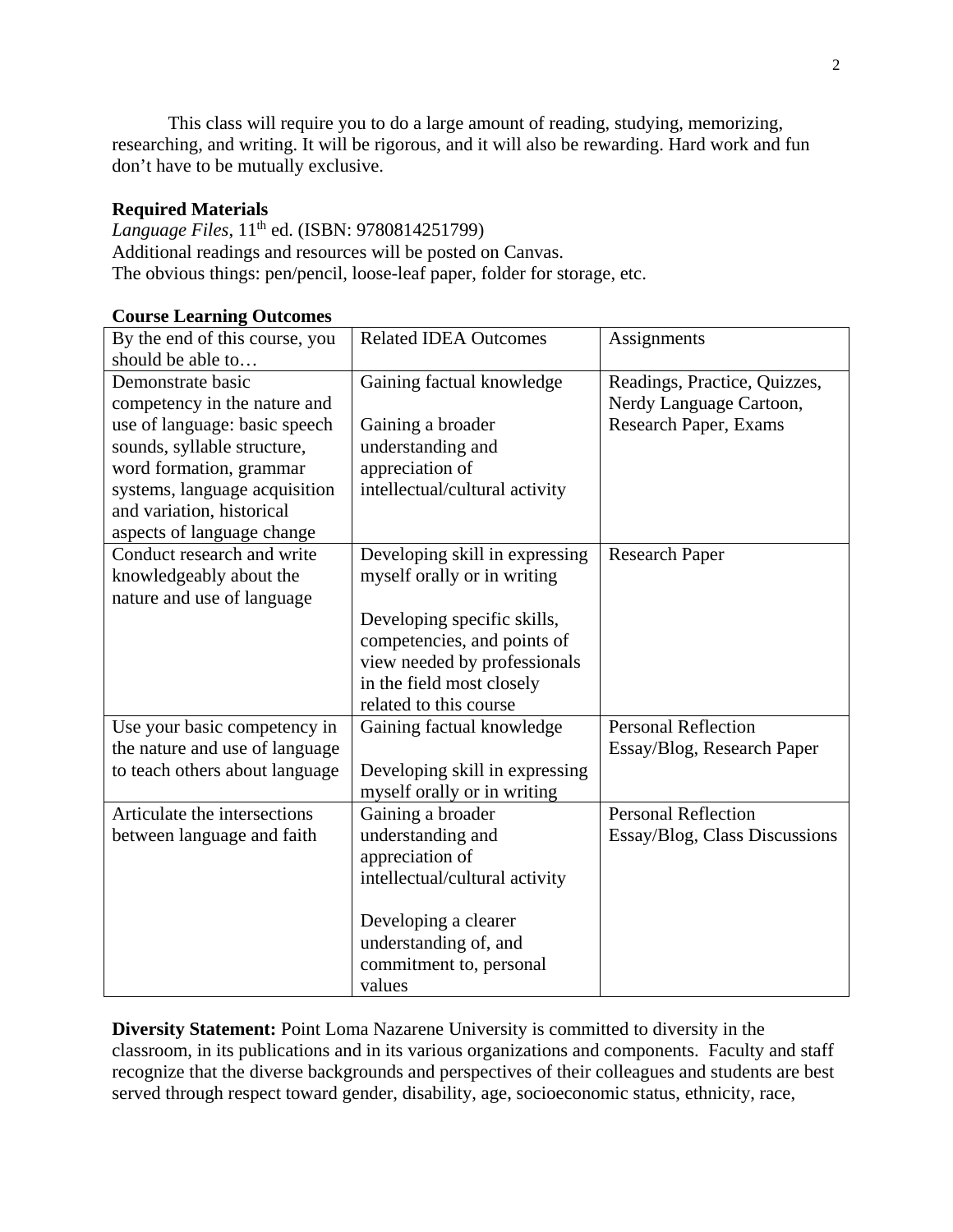This class will require you to do a large amount of reading, studying, memorizing, researching, and writing. It will be rigorous, and it will also be rewarding. Hard work and fun don't have to be mutually exclusive.

**Required Materials**

*Language Files*, 11th ed. (ISBN: 9780814251799)
Additional readings and resources will be posted on Canvas.
The obvious things: pen/pencil, loose-leaf paper, folder for storage, etc.

**Course Learning Outcomes**

| By the end of this course, you should be able to… | Related IDEA Outcomes | Assignments |
|---|---|---|
| Demonstrate basic competency in the nature and use of language: basic speech sounds, syllable structure, word formation, grammar systems, language acquisition and variation, historical aspects of language change | Gaining factual knowledge<br><br>Gaining a broader understanding and appreciation of intellectual/cultural activity | Readings, Practice, Quizzes, Nerdy Language Cartoon, Research Paper, Exams |
| Conduct research and write knowledgeably about the nature and use of language | Developing skill in expressing myself orally or in writing<br><br>Developing specific skills, competencies, and points of view needed by professionals in the field most closely related to this course | Research Paper |
| Use your basic competency in the nature and use of language to teach others about language | Gaining factual knowledge<br><br>Developing skill in expressing myself orally or in writing | Personal Reflection Essay/Blog, Research Paper |
| Articulate the intersections between language and faith | Gaining a broader understanding and appreciation of intellectual/cultural activity<br><br>Developing a clearer understanding of, and commitment to, personal values | Personal Reflection Essay/Blog, Class Discussions |

**Diversity Statement:** Point Loma Nazarene University is committed to diversity in the classroom, in its publications and in its various organizations and components. Faculty and staff recognize that the diverse backgrounds and perspectives of their colleagues and students are best served through respect toward gender, disability, age, socioeconomic status, ethnicity, race,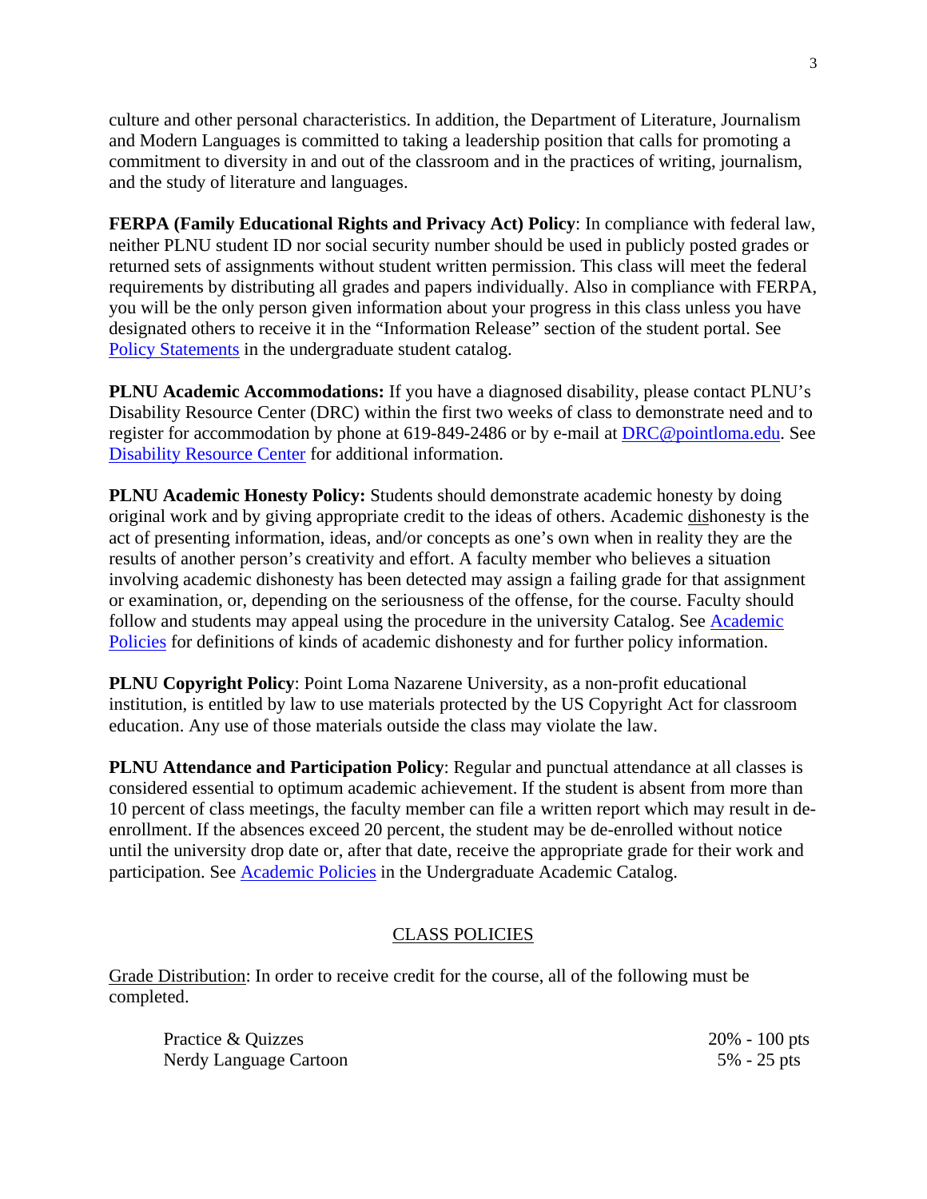culture and other personal characteristics. In addition, the Department of Literature, Journalism and Modern Languages is committed to taking a leadership position that calls for promoting a commitment to diversity in and out of the classroom and in the practices of writing, journalism, and the study of literature and languages.

**FERPA (Family Educational Rights and Privacy Act) Policy**: In compliance with federal law, neither PLNU student ID nor social security number should be used in publicly posted grades or returned sets of assignments without student written permission. This class will meet the federal requirements by distributing all grades and papers individually. Also in compliance with FERPA, you will be the only person given information about your progress in this class unless you have designated others to receive it in the "Information Release" section of the student portal. See Policy Statements in the undergraduate student catalog.

**PLNU Academic Accommodations:** If you have a diagnosed disability, please contact PLNU's Disability Resource Center (DRC) within the first two weeks of class to demonstrate need and to register for accommodation by phone at 619-849-2486 or by e-mail at DRC@pointloma.edu. See Disability Resource Center for additional information.

**PLNU Academic Honesty Policy:** Students should demonstrate academic honesty by doing original work and by giving appropriate credit to the ideas of others. Academic dishonesty is the act of presenting information, ideas, and/or concepts as one's own when in reality they are the results of another person's creativity and effort. A faculty member who believes a situation involving academic dishonesty has been detected may assign a failing grade for that assignment or examination, or, depending on the seriousness of the offense, for the course. Faculty should follow and students may appeal using the procedure in the university Catalog. See Academic Policies for definitions of kinds of academic dishonesty and for further policy information.

**PLNU Copyright Policy**: Point Loma Nazarene University, as a non-profit educational institution, is entitled by law to use materials protected by the US Copyright Act for classroom education. Any use of those materials outside the class may violate the law.

**PLNU Attendance and Participation Policy**: Regular and punctual attendance at all classes is considered essential to optimum academic achievement. If the student is absent from more than 10 percent of class meetings, the faculty member can file a written report which may result in de-enrollment. If the absences exceed 20 percent, the student may be de-enrolled without notice until the university drop date or, after that date, receive the appropriate grade for their work and participation. See Academic Policies in the Undergraduate Academic Catalog.

## CLASS POLICIES

Grade Distribution: In order to receive credit for the course, all of the following must be completed.

| | |
|---|---|
| Practice & Quizzes | 20% - 100 pts |
| Nerdy Language Cartoon | 5% - 25 pts |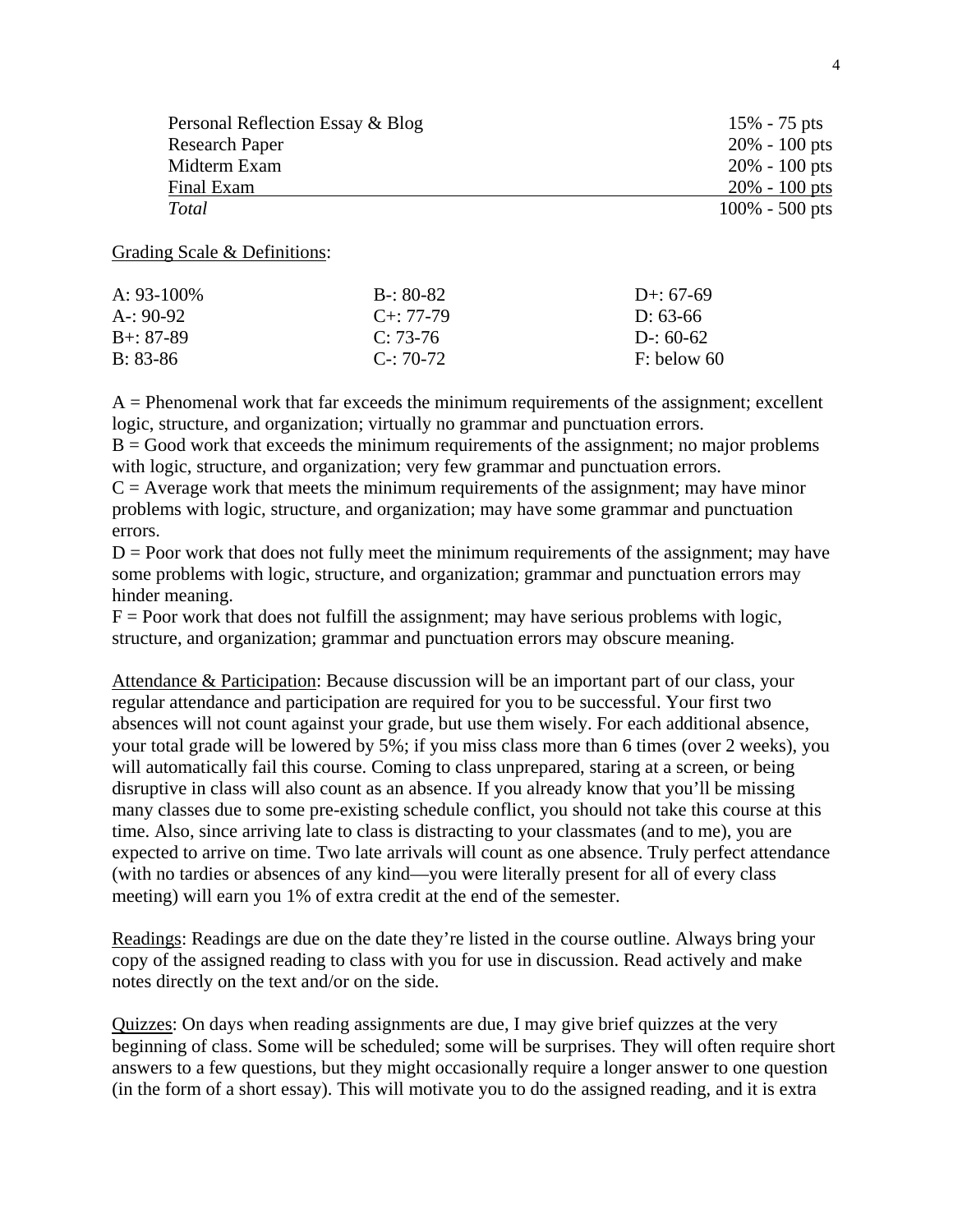| | |
|---|---|
| Personal Reflection Essay & Blog | 15% - 75 pts |
| Research Paper | 20% - 100 pts |
| Midterm Exam | 20% - 100 pts |
| Final Exam | 20% - 100 pts |
| *Total* | 100% - 500 pts |

Grading Scale & Definitions:

| | | |
|---|---|---|
| A: 93-100% | B-: 80-82 | D+: 67-69 |
| A-: 90-92 | C+: 77-79 | D: 63-66 |
| B+: 87-89 | C: 73-76 | D-: 60-62 |
| B: 83-86 | C-: 70-72 | F: below 60 |

A = Phenomenal work that far exceeds the minimum requirements of the assignment; excellent logic, structure, and organization; virtually no grammar and punctuation errors.
B = Good work that exceeds the minimum requirements of the assignment; no major problems with logic, structure, and organization; very few grammar and punctuation errors.
C = Average work that meets the minimum requirements of the assignment; may have minor problems with logic, structure, and organization; may have some grammar and punctuation errors.
D = Poor work that does not fully meet the minimum requirements of the assignment; may have some problems with logic, structure, and organization; grammar and punctuation errors may hinder meaning.
F = Poor work that does not fulfill the assignment; may have serious problems with logic, structure, and organization; grammar and punctuation errors may obscure meaning.

Attendance & Participation: Because discussion will be an important part of our class, your regular attendance and participation are required for you to be successful. Your first two absences will not count against your grade, but use them wisely. For each additional absence, your total grade will be lowered by 5%; if you miss class more than 6 times (over 2 weeks), you will automatically fail this course. Coming to class unprepared, staring at a screen, or being disruptive in class will also count as an absence. If you already know that you'll be missing many classes due to some pre-existing schedule conflict, you should not take this course at this time. Also, since arriving late to class is distracting to your classmates (and to me), you are expected to arrive on time. Two late arrivals will count as one absence. Truly perfect attendance (with no tardies or absences of any kind—you were literally present for all of every class meeting) will earn you 1% of extra credit at the end of the semester.

Readings: Readings are due on the date they're listed in the course outline. Always bring your copy of the assigned reading to class with you for use in discussion. Read actively and make notes directly on the text and/or on the side.

Quizzes: On days when reading assignments are due, I may give brief quizzes at the very beginning of class. Some will be scheduled; some will be surprises. They will often require short answers to a few questions, but they might occasionally require a longer answer to one question (in the form of a short essay). This will motivate you to do the assigned reading, and it is extra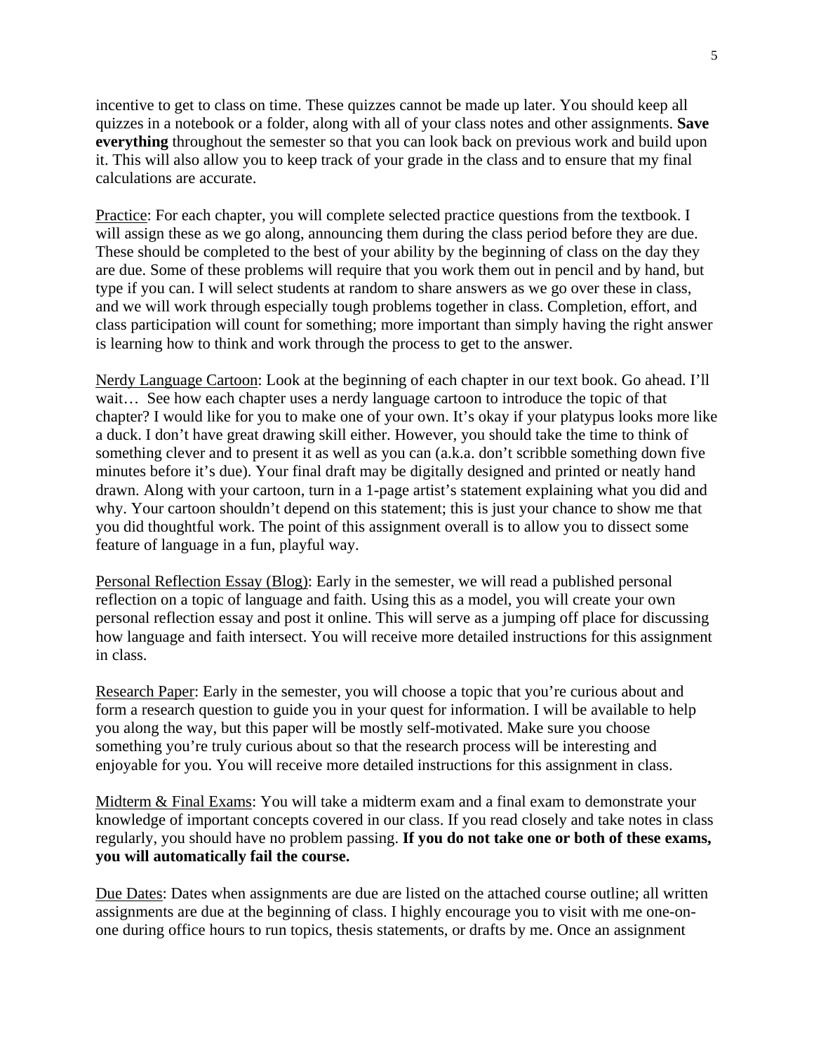incentive to get to class on time. These quizzes cannot be made up later. You should keep all quizzes in a notebook or a folder, along with all of your class notes and other assignments. **Save everything** throughout the semester so that you can look back on previous work and build upon it. This will also allow you to keep track of your grade in the class and to ensure that my final calculations are accurate.

<u>Practice</u>: For each chapter, you will complete selected practice questions from the textbook. I will assign these as we go along, announcing them during the class period before they are due. These should be completed to the best of your ability by the beginning of class on the day they are due. Some of these problems will require that you work them out in pencil and by hand, but type if you can. I will select students at random to share answers as we go over these in class, and we will work through especially tough problems together in class. Completion, effort, and class participation will count for something; more important than simply having the right answer is learning how to think and work through the process to get to the answer.

<u>Nerdy Language Cartoon</u>: Look at the beginning of each chapter in our text book. Go ahead. I'll wait… See how each chapter uses a nerdy language cartoon to introduce the topic of that chapter? I would like for you to make one of your own. It's okay if your platypus looks more like a duck. I don't have great drawing skill either. However, you should take the time to think of something clever and to present it as well as you can (a.k.a. don't scribble something down five minutes before it's due). Your final draft may be digitally designed and printed or neatly hand drawn. Along with your cartoon, turn in a 1-page artist's statement explaining what you did and why. Your cartoon shouldn't depend on this statement; this is just your chance to show me that you did thoughtful work. The point of this assignment overall is to allow you to dissect some feature of language in a fun, playful way.

<u>Personal Reflection Essay (Blog)</u>: Early in the semester, we will read a published personal reflection on a topic of language and faith. Using this as a model, you will create your own personal reflection essay and post it online. This will serve as a jumping off place for discussing how language and faith intersect. You will receive more detailed instructions for this assignment in class.

<u>Research Paper</u>: Early in the semester, you will choose a topic that you're curious about and form a research question to guide you in your quest for information. I will be available to help you along the way, but this paper will be mostly self-motivated. Make sure you choose something you're truly curious about so that the research process will be interesting and enjoyable for you. You will receive more detailed instructions for this assignment in class.

<u>Midterm & Final Exams</u>: You will take a midterm exam and a final exam to demonstrate your knowledge of important concepts covered in our class. If you read closely and take notes in class regularly, you should have no problem passing. **If you do not take one or both of these exams, you will automatically fail the course.**

<u>Due Dates</u>: Dates when assignments are due are listed on the attached course outline; all written assignments are due at the beginning of class. I highly encourage you to visit with me one-on-one during office hours to run topics, thesis statements, or drafts by me. Once an assignment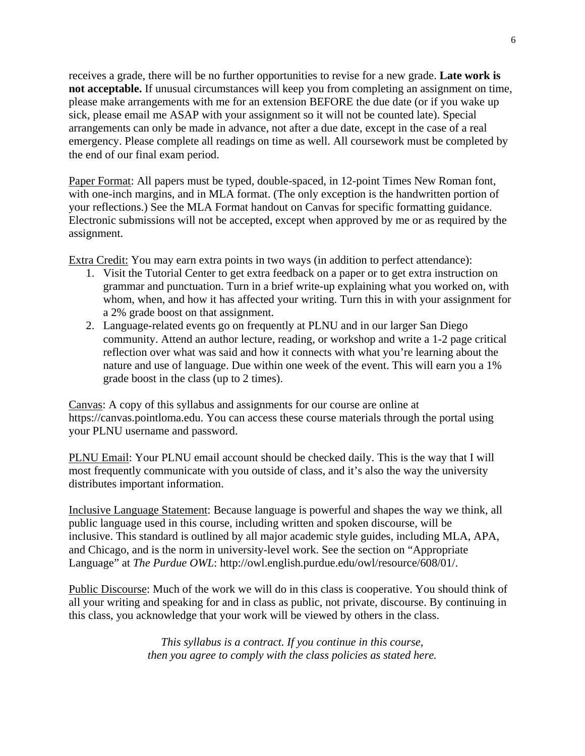receives a grade, there will be no further opportunities to revise for a new grade. **Late work is not acceptable.** If unusual circumstances will keep you from completing an assignment on time, please make arrangements with me for an extension BEFORE the due date (or if you wake up sick, please email me ASAP with your assignment so it will not be counted late). Special arrangements can only be made in advance, not after a due date, except in the case of a real emergency. Please complete all readings on time as well. All coursework must be completed by the end of our final exam period.

<u>Paper Format</u>: All papers must be typed, double-spaced, in 12-point Times New Roman font, with one-inch margins, and in MLA format. (The only exception is the handwritten portion of your reflections.) See the MLA Format handout on Canvas for specific formatting guidance. Electronic submissions will not be accepted, except when approved by me or as required by the assignment.

<u>Extra Credit:</u> You may earn extra points in two ways (in addition to perfect attendance):

1. Visit the Tutorial Center to get extra feedback on a paper or to get extra instruction on grammar and punctuation. Turn in a brief write-up explaining what you worked on, with whom, when, and how it has affected your writing. Turn this in with your assignment for a 2% grade boost on that assignment.
2. Language-related events go on frequently at PLNU and in our larger San Diego community. Attend an author lecture, reading, or workshop and write a 1-2 page critical reflection over what was said and how it connects with what you're learning about the nature and use of language. Due within one week of the event. This will earn you a 1% grade boost in the class (up to 2 times).

<u>Canvas</u>: A copy of this syllabus and assignments for our course are online at https://canvas.pointloma.edu. You can access these course materials through the portal using your PLNU username and password.

<u>PLNU Email</u>: Your PLNU email account should be checked daily. This is the way that I will most frequently communicate with you outside of class, and it's also the way the university distributes important information.

<u>Inclusive Language Statement</u>: Because language is powerful and shapes the way we think, all public language used in this course, including written and spoken discourse, will be inclusive. This standard is outlined by all major academic style guides, including MLA, APA, and Chicago, and is the norm in university-level work. See the section on "Appropriate Language" at *The Purdue OWL*: http://owl.english.purdue.edu/owl/resource/608/01/.

<u>Public Discourse</u>: Much of the work we will do in this class is cooperative. You should think of all your writing and speaking for and in class as public, not private, discourse. By continuing in this class, you acknowledge that your work will be viewed by others in the class.

*This syllabus is a contract. If you continue in this course, then you agree to comply with the class policies as stated here.*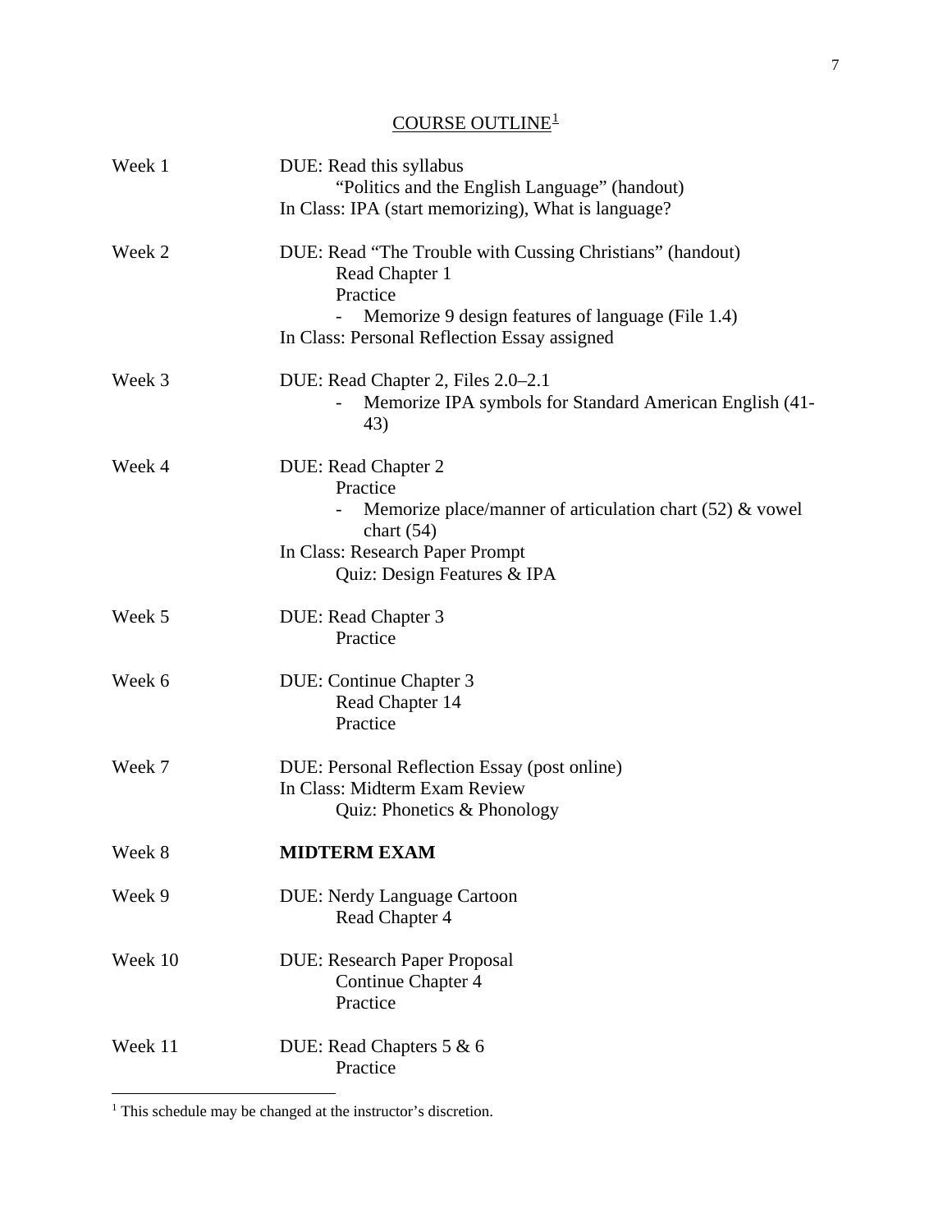# COURSE OUTLINE[1]

| Week | |
|---|---|
| Week 1 | DUE: Read this syllabus<br>"Politics and the English Language" (handout)<br>In Class: IPA (start memorizing), What is language? |
| Week 2 | DUE: Read "The Trouble with Cussing Christians" (handout)<br>Read Chapter 1<br>Practice<br>- Memorize 9 design features of language (File 1.4)<br>In Class: Personal Reflection Essay assigned |
| Week 3 | DUE: Read Chapter 2, Files 2.0–2.1<br>- Memorize IPA symbols for Standard American English (41-43) |
| Week 4 | DUE: Read Chapter 2<br>Practice<br>- Memorize place/manner of articulation chart (52) & vowel chart (54)<br>In Class: Research Paper Prompt<br>Quiz: Design Features & IPA |
| Week 5 | DUE: Read Chapter 3<br>Practice |
| Week 6 | DUE: Continue Chapter 3<br>Read Chapter 14<br>Practice |
| Week 7 | DUE: Personal Reflection Essay (post online)<br>In Class: Midterm Exam Review<br>Quiz: Phonetics & Phonology |
| Week 8 | **MIDTERM EXAM** |
| Week 9 | DUE: Nerdy Language Cartoon<br>Read Chapter 4 |
| Week 10 | DUE: Research Paper Proposal<br>Continue Chapter 4<br>Practice |
| Week 11 | DUE: Read Chapters 5 & 6<br>Practice |

[1] This schedule may be changed at the instructor's discretion.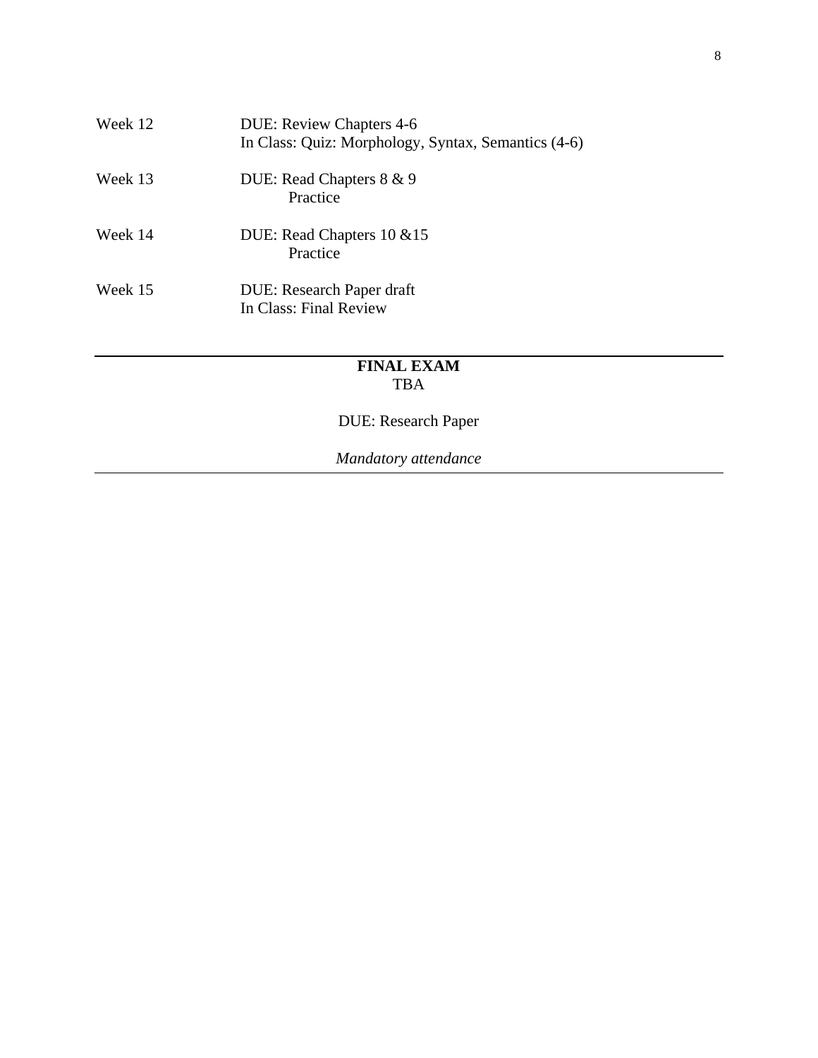| | |
|---|---|
| Week 12 | DUE: Review Chapters 4-6<br>In Class: Quiz: Morphology, Syntax, Semantics (4-6) |
| Week 13 | DUE: Read Chapters 8 & 9<br>Practice |
| Week 14 | DUE: Read Chapters 10 &15<br>Practice |
| Week 15 | DUE: Research Paper draft<br>In Class: Final Review |

---

**FINAL EXAM**
TBA

DUE: Research Paper

*Mandatory attendance*

---